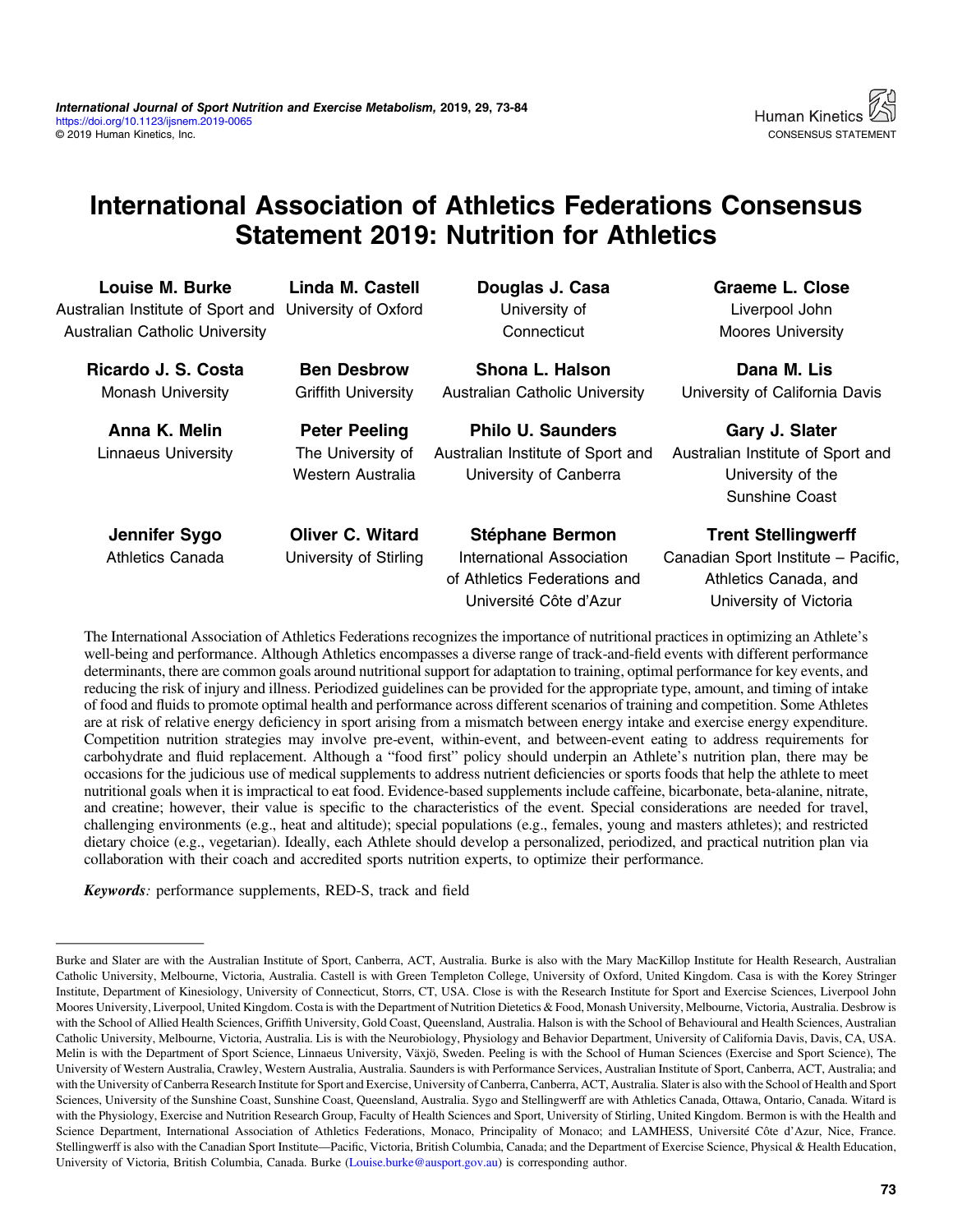# International Association of Athletics Federations Consensus Statement 2019: Nutrition for Athletics

**Louise M. Burke**
Australian Institute of Sport and Australian Catholic University

**Linda M. Castell**
University of Oxford

**Douglas J. Casa**
University of Connecticut

**Graeme L. Close**
Liverpool John Moores University

**Ricardo J. S. Costa**
Monash University

**Ben Desbrow**
Griffith University

**Shona L. Halson**
Australian Catholic University

**Dana M. Lis**
University of California Davis

**Anna K. Melin**
Linnaeus University

**Peter Peeling**
The University of Western Australia

**Philo U. Saunders**
Australian Institute of Sport and University of Canberra

**Gary J. Slater**
Australian Institute of Sport and University of the Sunshine Coast

**Jennifer Sygo**
Athletics Canada

**Oliver C. Witard**
University of Stirling

**Stéphane Bermon**
International Association of Athletics Federations and Université Côte d'Azur

**Trent Stellingwerff**
Canadian Sport Institute – Pacific, Athletics Canada, and University of Victoria

The International Association of Athletics Federations recognizes the importance of nutritional practices in optimizing an Athlete's well-being and performance. Although Athletics encompasses a diverse range of track-and-field events with different performance determinants, there are common goals around nutritional support for adaptation to training, optimal performance for key events, and reducing the risk of injury and illness. Periodized guidelines can be provided for the appropriate type, amount, and timing of intake of food and fluids to promote optimal health and performance across different scenarios of training and competition. Some Athletes are at risk of relative energy deficiency in sport arising from a mismatch between energy intake and exercise energy expenditure. Competition nutrition strategies may involve pre-event, within-event, and between-event eating to address requirements for carbohydrate and fluid replacement. Although a "food first" policy should underpin an Athlete's nutrition plan, there may be occasions for the judicious use of medical supplements to address nutrient deficiencies or sports foods that help the athlete to meet nutritional goals when it is impractical to eat food. Evidence-based supplements include caffeine, bicarbonate, beta-alanine, nitrate, and creatine; however, their value is specific to the characteristics of the event. Special considerations are needed for travel, challenging environments (e.g., heat and altitude); special populations (e.g., females, young and masters athletes); and restricted dietary choice (e.g., vegetarian). Ideally, each Athlete should develop a personalized, periodized, and practical nutrition plan via collaboration with their coach and accredited sports nutrition experts, to optimize their performance.

***Keywords:*** performance supplements, RED-S, track and field

---

Burke and Slater are with the Australian Institute of Sport, Canberra, ACT, Australia. Burke is also with the Mary MacKillop Institute for Health Research, Australian Catholic University, Melbourne, Victoria, Australia. Castell is with Green Templeton College, University of Oxford, United Kingdom. Casa is with the Korey Stringer Institute, Department of Kinesiology, University of Connecticut, Storrs, CT, USA. Close is with the Research Institute for Sport and Exercise Sciences, Liverpool John Moores University, Liverpool, United Kingdom. Costa is with the Department of Nutrition Dietetics & Food, Monash University, Melbourne, Victoria, Australia. Desbrow is with the School of Allied Health Sciences, Griffith University, Gold Coast, Queensland, Australia. Halson is with the School of Behavioural and Health Sciences, Australian Catholic University, Melbourne, Victoria, Australia. Lis is with the Neurobiology, Physiology and Behavior Department, University of California Davis, Davis, CA, USA. Melin is with the Department of Sport Science, Linnaeus University, Växjö, Sweden. Peeling is with the School of Human Sciences (Exercise and Sport Science), The University of Western Australia, Crawley, Western Australia, Australia. Saunders is with Performance Services, Australian Institute of Sport, Canberra, ACT, Australia; and with the University of Canberra Research Institute for Sport and Exercise, University of Canberra, Canberra, ACT, Australia. Slater is also with the School of Health and Sport Sciences, University of the Sunshine Coast, Sunshine Coast, Queensland, Australia. Sygo and Stellingwerff are with Athletics Canada, Ottawa, Ontario, Canada. Witard is with the Physiology, Exercise and Nutrition Research Group, Faculty of Health Sciences and Sport, University of Stirling, United Kingdom. Bermon is with the Health and Science Department, International Association of Athletics Federations, Monaco, Principality of Monaco; and LAMHESS, Université Côte d'Azur, Nice, France. Stellingwerff is also with the Canadian Sport Institute—Pacific, Victoria, British Columbia, Canada; and the Department of Exercise Science, Physical & Health Education, University of Victoria, British Columbia, Canada. Burke (Louise.burke@ausport.gov.au) is corresponding author.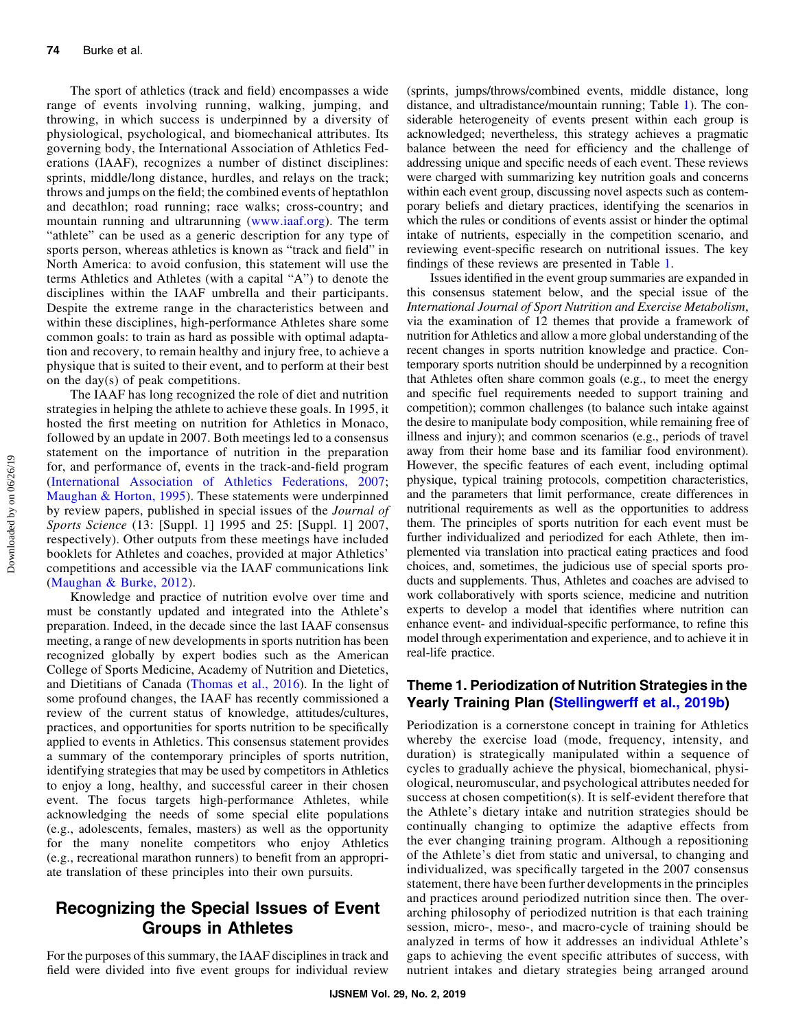The sport of athletics (track and field) encompasses a wide range of events involving running, walking, jumping, and throwing, in which success is underpinned by a diversity of physiological, psychological, and biomechanical attributes. Its governing body, the International Association of Athletics Federations (IAAF), recognizes a number of distinct disciplines: sprints, middle/long distance, hurdles, and relays on the track; throws and jumps on the field; the combined events of heptathlon and decathlon; road running; race walks; cross-country; and mountain running and ultrarunning (www.iaaf.org). The term "athlete" can be used as a generic description for any type of sports person, whereas athletics is known as "track and field" in North America: to avoid confusion, this statement will use the terms Athletics and Athletes (with a capital "A") to denote the disciplines within the IAAF umbrella and their participants. Despite the extreme range in the characteristics between and within these disciplines, high-performance Athletes share some common goals: to train as hard as possible with optimal adaptation and recovery, to remain healthy and injury free, to achieve a physique that is suited to their event, and to perform at their best on the day(s) of peak competitions.

The IAAF has long recognized the role of diet and nutrition strategies in helping the athlete to achieve these goals. In 1995, it hosted the first meeting on nutrition for Athletics in Monaco, followed by an update in 2007. Both meetings led to a consensus statement on the importance of nutrition in the preparation for, and performance of, events in the track-and-field program (International Association of Athletics Federations, 2007; Maughan & Horton, 1995). These statements were underpinned by review papers, published in special issues of the *Journal of Sports Science* (13: [Suppl. 1] 1995 and 25: [Suppl. 1] 2007, respectively). Other outputs from these meetings have included booklets for Athletes and coaches, provided at major Athletics' competitions and accessible via the IAAF communications link (Maughan & Burke, 2012).

Knowledge and practice of nutrition evolve over time and must be constantly updated and integrated into the Athlete's preparation. Indeed, in the decade since the last IAAF consensus meeting, a range of new developments in sports nutrition has been recognized globally by expert bodies such as the American College of Sports Medicine, Academy of Nutrition and Dietetics, and Dietitians of Canada (Thomas et al., 2016). In the light of some profound changes, the IAAF has recently commissioned a review of the current status of knowledge, attitudes/cultures, practices, and opportunities for sports nutrition to be specifically applied to events in Athletics. This consensus statement provides a summary of the contemporary principles of sports nutrition, identifying strategies that may be used by competitors in Athletics to enjoy a long, healthy, and successful career in their chosen event. The focus targets high-performance Athletes, while acknowledging the needs of some special elite populations (e.g., adolescents, females, masters) as well as the opportunity for the many nonelite competitors who enjoy Athletics (e.g., recreational marathon runners) to benefit from an appropriate translation of these principles into their own pursuits.

## Recognizing the Special Issues of Event Groups in Athletes

For the purposes of this summary, the IAAF disciplines in track and field were divided into five event groups for individual review (sprints, jumps/throws/combined events, middle distance, long distance, and ultradistance/mountain running; Table 1). The considerable heterogeneity of events present within each group is acknowledged; nevertheless, this strategy achieves a pragmatic balance between the need for efficiency and the challenge of addressing unique and specific needs of each event. These reviews were charged with summarizing key nutrition goals and concerns within each event group, discussing novel aspects such as contemporary beliefs and dietary practices, identifying the scenarios in which the rules or conditions of events assist or hinder the optimal intake of nutrients, especially in the competition scenario, and reviewing event-specific research on nutritional issues. The key findings of these reviews are presented in Table 1.

Issues identified in the event group summaries are expanded in this consensus statement below, and the special issue of the *International Journal of Sport Nutrition and Exercise Metabolism*, via the examination of 12 themes that provide a framework of nutrition for Athletics and allow a more global understanding of the recent changes in sports nutrition knowledge and practice. Contemporary sports nutrition should be underpinned by a recognition that Athletes often share common goals (e.g., to meet the energy and specific fuel requirements needed to support training and competition); common challenges (to balance such intake against the desire to manipulate body composition, while remaining free of illness and injury); and common scenarios (e.g., periods of travel away from their home base and its familiar food environment). However, the specific features of each event, including optimal physique, typical training protocols, competition characteristics, and the parameters that limit performance, create differences in nutritional requirements as well as the opportunities to address them. The principles of sports nutrition for each event must be further individualized and periodized for each Athlete, then implemented via translation into practical eating practices and food choices, and, sometimes, the judicious use of special sports products and supplements. Thus, Athletes and coaches are advised to work collaboratively with sports science, medicine and nutrition experts to develop a model that identifies where nutrition can enhance event- and individual-specific performance, to refine this model through experimentation and experience, and to achieve it in real-life practice.

## Theme 1. Periodization of Nutrition Strategies in the Yearly Training Plan (Stellingwerff et al., 2019b)

Periodization is a cornerstone concept in training for Athletics whereby the exercise load (mode, frequency, intensity, and duration) is strategically manipulated within a sequence of cycles to gradually achieve the physical, biomechanical, physiological, neuromuscular, and psychological attributes needed for success at chosen competition(s). It is self-evident therefore that the Athlete's dietary intake and nutrition strategies should be continually changing to optimize the adaptive effects from the ever changing training program. Although a repositioning of the Athlete's diet from static and universal, to changing and individualized, was specifically targeted in the 2007 consensus statement, there have been further developments in the principles and practices around periodized nutrition since then. The overarching philosophy of periodized nutrition is that each training session, micro-, meso-, and macro-cycle of training should be analyzed in terms of how it addresses an individual Athlete's gaps to achieving the event specific attributes of success, with nutrient intakes and dietary strategies being arranged around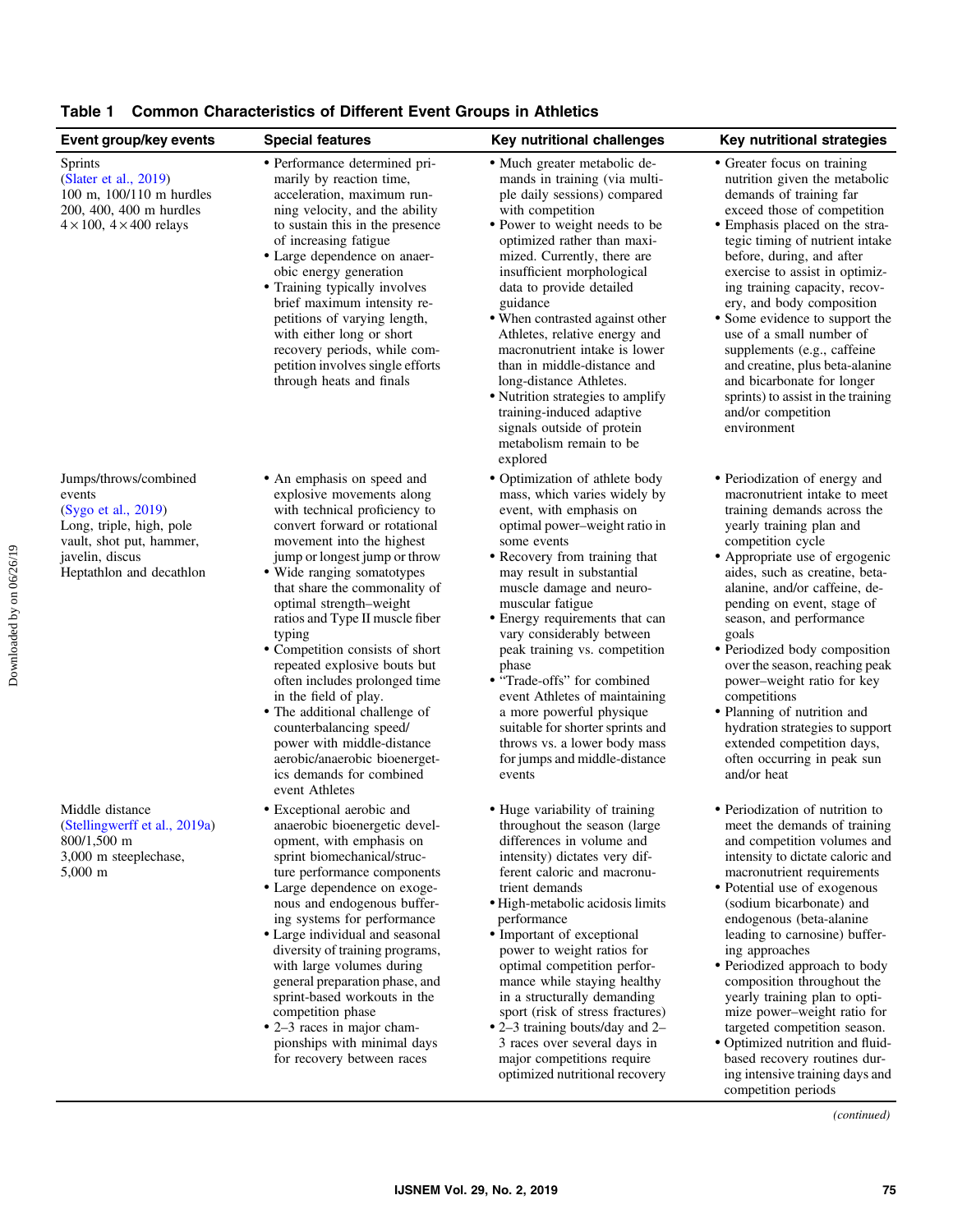**Table 1 Common Characteristics of Different Event Groups in Athletics**

| Event group/key events | Special features | Key nutritional challenges | Key nutritional strategies |
|---|---|---|---|
| Sprints (Slater et al., 2019)<br>100 m, 100/110 m hurdles<br>200, 400, 400 m hurdles<br>4 × 100, 4 × 400 relays | • Performance determined primarily by reaction time, acceleration, maximum running velocity, and the ability to sustain this in the presence of increasing fatigue<br>• Large dependence on anaerobic energy generation<br>• Training typically involves brief maximum intensity repetitions of varying length, with either long or short recovery periods, while competition involves single efforts through heats and finals | • Much greater metabolic demands in training (via multiple daily sessions) compared with competition<br>• Power to weight needs to be optimized rather than maximized. Currently, there are insufficient morphological data to provide detailed guidance<br>• When contrasted against other Athletes, relative energy and macronutrient intake is lower than in middle-distance and long-distance Athletes.<br>• Nutrition strategies to amplify training-induced adaptive signals outside of protein metabolism remain to be explored | • Greater focus on training nutrition given the metabolic demands of training far exceed those of competition<br>• Emphasis placed on the strategic timing of nutrient intake before, during, and after exercise to assist in optimizing training capacity, recovery, and body composition<br>• Some evidence to support the use of a small number of supplements (e.g., caffeine and creatine, plus beta-alanine and bicarbonate for longer sprints) to assist in the training and/or competition environment |
| Jumps/throws/combined events (Sygo et al., 2019)<br>Long, triple, high, pole vault, shot put, hammer, javelin, discus<br>Heptathlon and decathlon | • An emphasis on speed and explosive movements along with technical proficiency to convert forward or rotational movement into the highest jump or longest jump or throw<br>• Wide ranging somatotypes that share the commonality of optimal strength–weight ratios and Type II muscle fiber typing<br>• Competition consists of short repeated explosive bouts but often includes prolonged time in the field of play.<br>• The additional challenge of counterbalancing speed/power with middle-distance aerobic/anaerobic bioenergetics demands for combined event Athletes | • Optimization of athlete body mass, which varies widely by event, with emphasis on optimal power–weight ratio in some events<br>• Recovery from training that may result in substantial muscle damage and neuromuscular fatigue<br>• Energy requirements that can vary considerably between peak training vs. competition phase<br>• "Trade-offs" for combined event Athletes of maintaining a more powerful physique suitable for shorter sprints and throws vs. a lower body mass for jumps and middle-distance events | • Periodization of energy and macronutrient intake to meet training demands across the yearly training plan and competition cycle<br>• Appropriate use of ergogenic aides, such as creatine, beta-alanine, and/or caffeine, depending on event, stage of season, and performance goals<br>• Periodized body composition over the season, reaching peak power–weight ratio for key competitions<br>• Planning of nutrition and hydration strategies to support extended competition days, often occurring in peak sun and/or heat |
| Middle distance (Stellingwerff et al., 2019a)<br>800/1,500 m<br>3,000 m steeplechase, 5,000 m | • Exceptional aerobic and anaerobic bioenergetic development, with emphasis on sprint biomechanical/structure performance components<br>• Large dependence on exogenous and endogenous buffering systems for performance<br>• Large individual and seasonal diversity of training programs, with large volumes during general preparation phase, and sprint-based workouts in the competition phase<br>• 2–3 races in major championships with minimal days for recovery between races | • Huge variability of training throughout the season (large differences in volume and intensity) dictates very different caloric and macronutrient demands<br>• High-metabolic acidosis limits performance<br>• Important of exceptional power to weight ratios for optimal competition performance while staying healthy in a structurally demanding sport (risk of stress fractures)<br>• 2–3 training bouts/day and 2–3 races over several days in major competitions require optimized nutritional recovery | • Periodization of nutrition to meet the demands of training and competition volumes and intensity to dictate caloric and macronutrient requirements<br>• Potential use of exogenous (sodium bicarbonate) and endogenous (beta-alanine leading to carnosine) buffering approaches<br>• Periodized approach to body composition throughout the yearly training plan to optimize power–weight ratio for targeted competition season.<br>• Optimized nutrition and fluid-based recovery routines during intensive training days and competition periods |

*(continued)*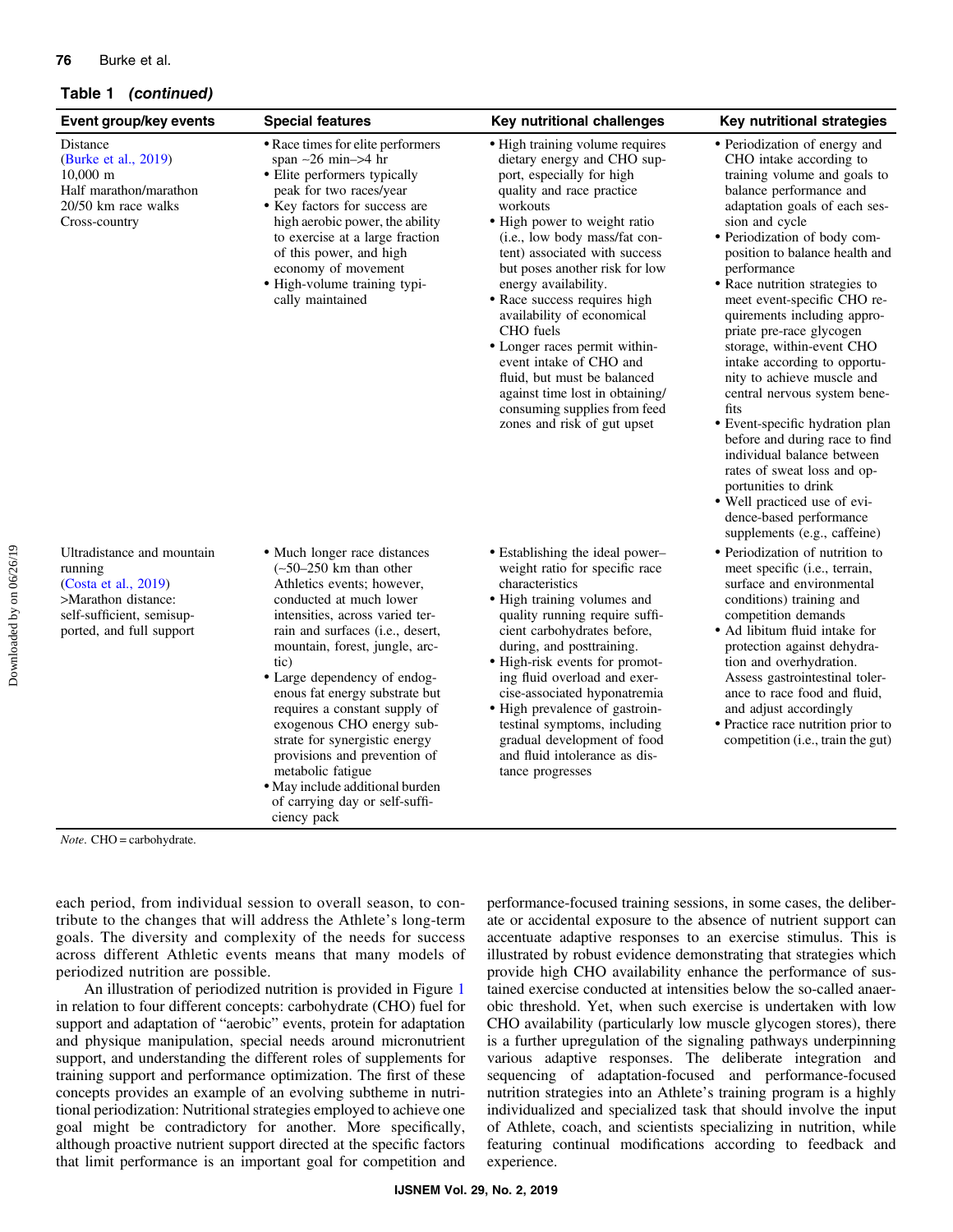**Table 1 *(continued)***

| Event group/key events | Special features | Key nutritional challenges | Key nutritional strategies |
|---|---|---|---|
| Distance (Burke et al., 2019)<br>10,000 m<br>Half marathon/marathon<br>20/50 km race walks<br>Cross-country | • Race times for elite performers span ~26 min–>4 hr<br>• Elite performers typically peak for two races/year<br>• Key factors for success are high aerobic power, the ability to exercise at a large fraction of this power, and high economy of movement<br>• High-volume training typically maintained | • High training volume requires dietary energy and CHO support, especially for high quality and race practice workouts<br>• High power to weight ratio (i.e., low body mass/fat content) associated with success but poses another risk for low energy availability.<br>• Race success requires high availability of economical CHO fuels<br>• Longer races permit within-event intake of CHO and fluid, but must be balanced against time lost in obtaining/consuming supplies from feed zones and risk of gut upset | • Periodization of energy and CHO intake according to training volume and goals to balance performance and adaptation goals of each session and cycle<br>• Periodization of body composition to balance health and performance<br>• Race nutrition strategies to meet event-specific CHO requirements including appropriate pre-race glycogen storage, within-event CHO intake according to opportunity to achieve muscle and central nervous system benefits<br>• Event-specific hydration plan before and during race to find individual balance between rates of sweat loss and opportunities to drink<br>• Well practiced use of evidence-based performance supplements (e.g., caffeine) |
| Ultradistance and mountain running (Costa et al., 2019)<br>>Marathon distance: self-sufficient, semisupported, and full support | • Much longer race distances (~50–250 km than other Athletics events; however, conducted at much lower intensities, across varied terrain and surfaces (i.e., desert, mountain, forest, jungle, arctic)<br>• Large dependency of endogenous fat energy substrate but requires a constant supply of exogenous CHO energy substrate for synergistic energy provisions and prevention of metabolic fatigue<br>• May include additional burden of carrying day or self-sufficiency pack | • Establishing the ideal power–weight ratio for specific race characteristics<br>• High training volumes and quality running require sufficient carbohydrates before, during, and posttraining.<br>• High-risk events for promoting fluid overload and exercise-associated hyponatremia<br>• High prevalence of gastrointestinal symptoms, including gradual development of food and fluid intolerance as distance progresses | • Periodization of nutrition to meet specific (i.e., terrain, surface and environmental conditions) training and competition demands<br>• Ad libitum fluid intake for protection against dehydration and overhydration. Assess gastrointestinal tolerance to race food and fluid, and adjust accordingly<br>• Practice race nutrition prior to competition (i.e., train the gut) |

*Note*. CHO = carbohydrate.

each period, from individual session to overall season, to contribute to the changes that will address the Athlete's long-term goals. The diversity and complexity of the needs for success across different Athletic events means that many models of periodized nutrition are possible.

An illustration of periodized nutrition is provided in Figure 1 in relation to four different concepts: carbohydrate (CHO) fuel for support and adaptation of "aerobic" events, protein for adaptation and physique manipulation, special needs around micronutrient support, and understanding the different roles of supplements for training support and performance optimization. The first of these concepts provides an example of an evolving subtheme in nutritional periodization: Nutritional strategies employed to achieve one goal might be contradictory for another. More specifically, although proactive nutrient support directed at the specific factors that limit performance is an important goal for competition and performance-focused training sessions, in some cases, the deliberate or accidental exposure to the absence of nutrient support can accentuate adaptive responses to an exercise stimulus. This is illustrated by robust evidence demonstrating that strategies which provide high CHO availability enhance the performance of sustained exercise conducted at intensities below the so-called anaerobic threshold. Yet, when such exercise is undertaken with low CHO availability (particularly low muscle glycogen stores), there is a further upregulation of the signaling pathways underpinning various adaptive responses. The deliberate integration and sequencing of adaptation-focused and performance-focused nutrition strategies into an Athlete's training program is a highly individualized and specialized task that should involve the input of Athlete, coach, and scientists specializing in nutrition, while featuring continual modifications according to feedback and experience.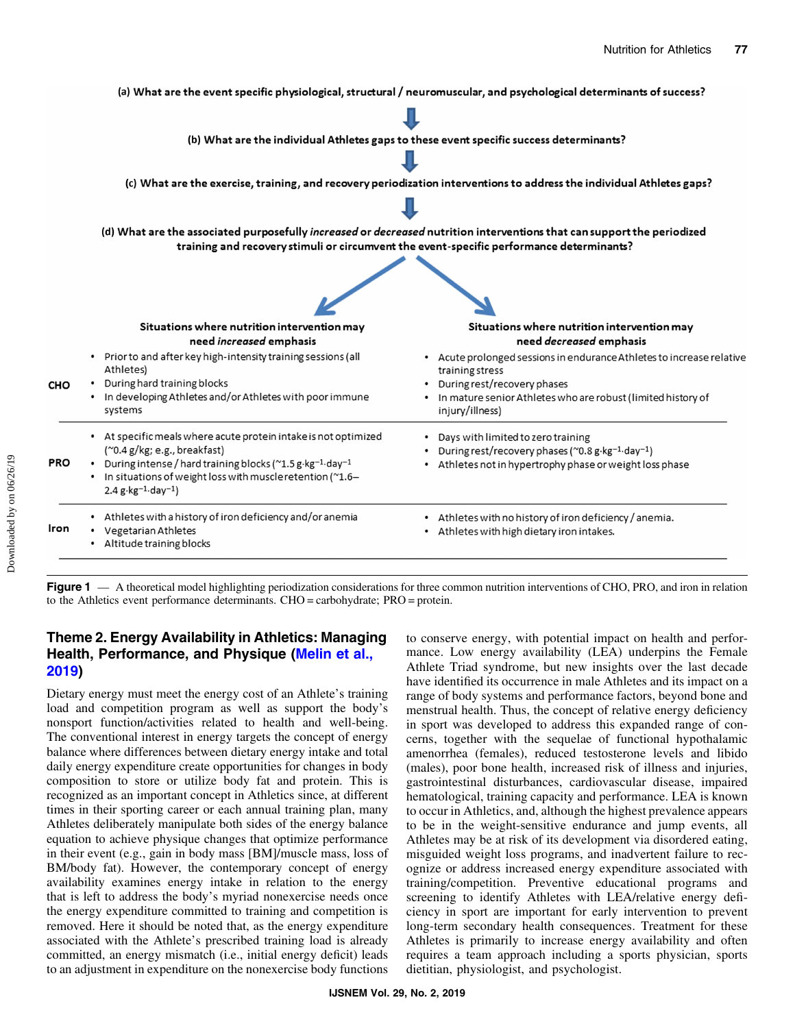(a) What are the event specific physiological, structural / neuromuscular, and psychological determinants of success?

↓

(b) What are the individual Athletes gaps to these event specific success determinants?

↓

(c) What are the exercise, training, and recovery periodization interventions to address the individual Athletes gaps?

↓

(d) What are the associated purposefully *increased* or *decreased* nutrition interventions that can support the periodized training and recovery stimuli or circumvent the event-specific performance determinants?

| | Situations where nutrition intervention may need *increased* emphasis | Situations where nutrition intervention may need *decreased* emphasis |
|---|---|---|
| CHO | • Prior to and after key high-intensity training sessions (all Athletes)<br>• During hard training blocks<br>• In developing Athletes and/or Athletes with poor immune systems | • Acute prolonged sessions in endurance Athletes to increase relative training stress<br>• During rest/recovery phases<br>• In mature senior Athletes who are robust (limited history of injury/illness) |
| PRO | • At specific meals where acute protein intake is not optimized (~0.4 g/kg; e.g., breakfast)<br>• During intense / hard training blocks (~1.5 $g \cdot kg^{-1} \cdot day^{-1}$)<br>• In situations of weight loss with muscle retention (~1.6–2.4 $g \cdot kg^{-1} \cdot day^{-1}$) | • Days with limited to zero training<br>• During rest/recovery phases (~0.8 $g \cdot kg^{-1} \cdot day^{-1}$)<br>• Athletes not in hypertrophy phase or weight loss phase |
| Iron | • Athletes with a history of iron deficiency and/or anemia<br>• Vegetarian Athletes<br>• Altitude training blocks | • Athletes with no history of iron deficiency / anemia.<br>• Athletes with high dietary iron intakes. |

**Figure 1** — A theoretical model highlighting periodization considerations for three common nutrition interventions of CHO, PRO, and iron in relation to the Athletics event performance determinants. CHO = carbohydrate; PRO = protein.

## Theme 2. Energy Availability in Athletics: Managing Health, Performance, and Physique (Melin et al., 2019)

Dietary energy must meet the energy cost of an Athlete's training load and competition program as well as support the body's nonsport function/activities related to health and well-being. The conventional interest in energy targets the concept of energy balance where differences between dietary energy intake and total daily energy expenditure create opportunities for changes in body composition to store or utilize body fat and protein. This is recognized as an important concept in Athletics since, at different times in their sporting career or each annual training plan, many Athletes deliberately manipulate both sides of the energy balance equation to achieve physique changes that optimize performance in their event (e.g., gain in body mass [BM]/muscle mass, loss of BM/body fat). However, the contemporary concept of energy availability examines energy intake in relation to the energy that is left to address the body's myriad nonexercise needs once the energy expenditure committed to training and competition is removed. Here it should be noted that, as the energy expenditure associated with the Athlete's prescribed training load is already committed, an energy mismatch (i.e., initial energy deficit) leads to an adjustment in expenditure on the nonexercise body functions to conserve energy, with potential impact on health and performance. Low energy availability (LEA) underpins the Female Athlete Triad syndrome, but new insights over the last decade have identified its occurrence in male Athletes and its impact on a range of body systems and performance factors, beyond bone and menstrual health. Thus, the concept of relative energy deficiency in sport was developed to address this expanded range of concerns, together with the sequelae of functional hypothalamic amenorrhea (females), reduced testosterone levels and libido (males), poor bone health, increased risk of illness and injuries, gastrointestinal disturbances, cardiovascular disease, impaired hematological, training capacity and performance. LEA is known to occur in Athletics, and, although the highest prevalence appears to be in the weight-sensitive endurance and jump events, all Athletes may be at risk of its development via disordered eating, misguided weight loss programs, and inadvertent failure to recognize or address increased energy expenditure associated with training/competition. Preventive educational programs and screening to identify Athletes with LEA/relative energy deficiency in sport are important for early intervention to prevent long-term secondary health consequences. Treatment for these Athletes is primarily to increase energy availability and often requires a team approach including a sports physician, sports dietitian, physiologist, and psychologist.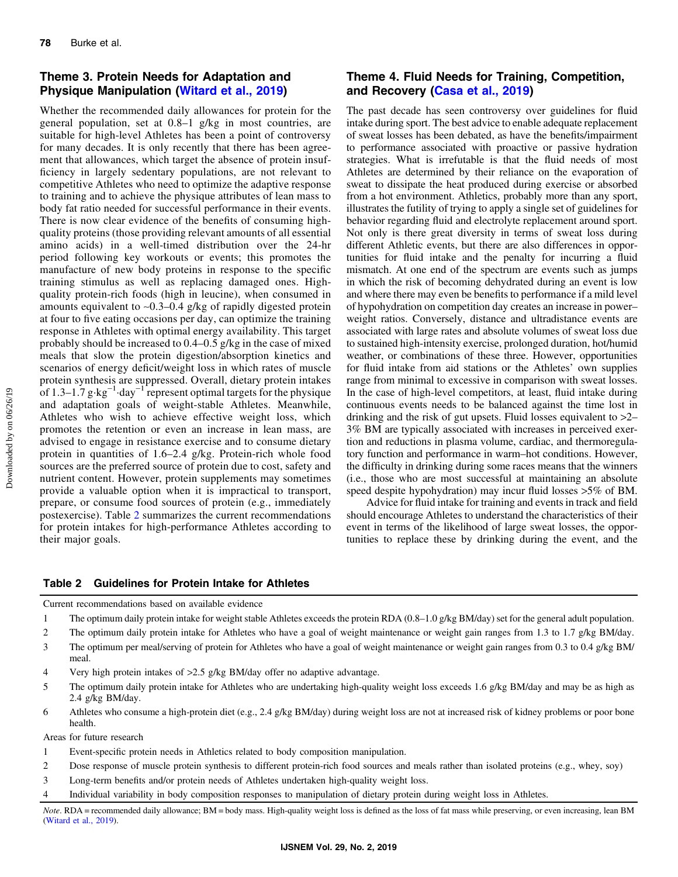## Theme 3. Protein Needs for Adaptation and Physique Manipulation (Witard et al., 2019)

Whether the recommended daily allowances for protein for the general population, set at 0.8–1 g/kg in most countries, are suitable for high-level Athletes has been a point of controversy for many decades. It is only recently that there has been agreement that allowances, which target the absence of protein insufficiency in largely sedentary populations, are not relevant to competitive Athletes who need to optimize the adaptive response to training and to achieve the physique attributes of lean mass to body fat ratio needed for successful performance in their events. There is now clear evidence of the benefits of consuming high-quality proteins (those providing relevant amounts of all essential amino acids) in a well-timed distribution over the 24-hr period following key workouts or events; this promotes the manufacture of new body proteins in response to the specific training stimulus as well as replacing damaged ones. High-quality protein-rich foods (high in leucine), when consumed in amounts equivalent to ~0.3–0.4 g/kg of rapidly digested protein at four to five eating occasions per day, can optimize the training response in Athletes with optimal energy availability. This target probably should be increased to 0.4–0.5 g/kg in the case of mixed meals that slow the protein digestion/absorption kinetics and scenarios of energy deficit/weight loss in which rates of muscle protein synthesis are suppressed. Overall, dietary protein intakes of 1.3–1.7 $g \cdot kg^{-1} \cdot day^{-1}$ represent optimal targets for the physique and adaptation goals of weight-stable Athletes. Meanwhile, Athletes who wish to achieve effective weight loss, which promotes the retention or even an increase in lean mass, are advised to engage in resistance exercise and to consume dietary protein in quantities of 1.6–2.4 g/kg. Protein-rich whole food sources are the preferred source of protein due to cost, safety and nutrient content. However, protein supplements may sometimes provide a valuable option when it is impractical to transport, prepare, or consume food sources of protein (e.g., immediately postexercise). Table 2 summarizes the current recommendations for protein intakes for high-performance Athletes according to their major goals.

## Theme 4. Fluid Needs for Training, Competition, and Recovery (Casa et al., 2019)

The past decade has seen controversy over guidelines for fluid intake during sport. The best advice to enable adequate replacement of sweat losses has been debated, as have the benefits/impairment to performance associated with proactive or passive hydration strategies. What is irrefutable is that the fluid needs of most Athletes are determined by their reliance on the evaporation of sweat to dissipate the heat produced during exercise or absorbed from a hot environment. Athletics, probably more than any sport, illustrates the futility of trying to apply a single set of guidelines for behavior regarding fluid and electrolyte replacement around sport. Not only is there great diversity in terms of sweat loss during different Athletic events, but there are also differences in opportunities for fluid intake and the penalty for incurring a fluid mismatch. At one end of the spectrum are events such as jumps in which the risk of becoming dehydrated during an event is low and where there may even be benefits to performance if a mild level of hypohydration on competition day creates an increase in power–weight ratios. Conversely, distance and ultradistance events are associated with large rates and absolute volumes of sweat loss due to sustained high-intensity exercise, prolonged duration, hot/humid weather, or combinations of these three. However, opportunities for fluid intake from aid stations or the Athletes' own supplies range from minimal to excessive in comparison with sweat losses. In the case of high-level competitors, at least, fluid intake during continuous events needs to be balanced against the time lost in drinking and the risk of gut upsets. Fluid losses equivalent to >2–3% BM are typically associated with increases in perceived exertion and reductions in plasma volume, cardiac, and thermoregulatory function and performance in warm–hot conditions. However, the difficulty in drinking during some races means that the winners (i.e., those who are most successful at maintaining an absolute speed despite hypohydration) may incur fluid losses >5% of BM.

Advice for fluid intake for training and events in track and field should encourage Athletes to understand the characteristics of their event in terms of the likelihood of large sweat losses, the opportunities to replace these by drinking during the event, and the

**Table 2 Guidelines for Protein Intake for Athletes**

| | |
|---|---|
| **Current recommendations based on available evidence** | |
| 1 | The optimum daily protein intake for weight stable Athletes exceeds the protein RDA (0.8–1.0 g/kg BM/day) set for the general adult population. |
| 2 | The optimum daily protein intake for Athletes who have a goal of weight maintenance or weight gain ranges from 1.3 to 1.7 g/kg BM/day. |
| 3 | The optimum per meal/serving of protein for Athletes who have a goal of weight maintenance or weight gain ranges from 0.3 to 0.4 g/kg BM/meal. |
| 4 | Very high protein intakes of >2.5 g/kg BM/day offer no adaptive advantage. |
| 5 | The optimum daily protein intake for Athletes who are undertaking high-quality weight loss exceeds 1.6 g/kg BM/day and may be as high as 2.4 g/kg BM/day. |
| 6 | Athletes who consume a high-protein diet (e.g., 2.4 g/kg BM/day) during weight loss are not at increased risk of kidney problems or poor bone health. |
| **Areas for future research** | |
| 1 | Event-specific protein needs in Athletics related to body composition manipulation. |
| 2 | Dose response of muscle protein synthesis to different protein-rich food sources and meals rather than isolated proteins (e.g., whey, soy) |
| 3 | Long-term benefits and/or protein needs of Athletes undertaken high-quality weight loss. |
| 4 | Individual variability in body composition responses to manipulation of dietary protein during weight loss in Athletes. |

*Note*. RDA = recommended daily allowance; BM = body mass. High-quality weight loss is defined as the loss of fat mass while preserving, or even increasing, lean BM (Witard et al., 2019).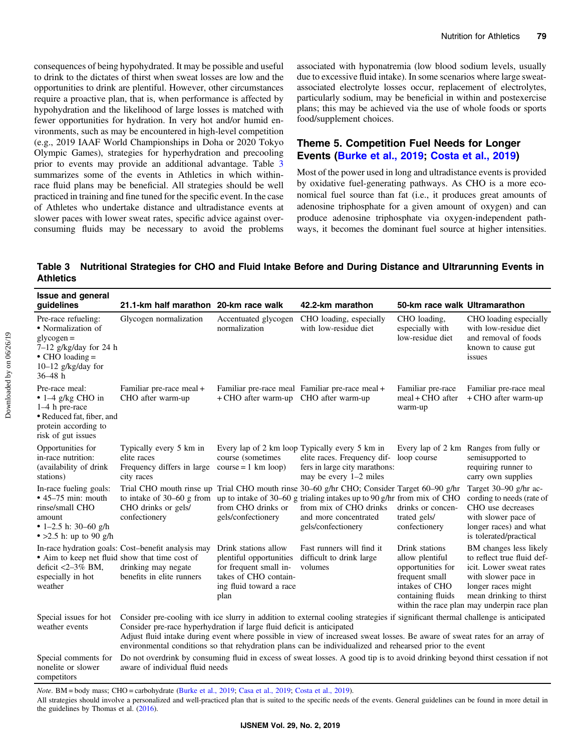consequences of being hypohydrated. It may be possible and useful to drink to the dictates of thirst when sweat losses are low and the opportunities to drink are plentiful. However, other circumstances require a proactive plan, that is, when performance is affected by hypohydration and the likelihood of large losses is matched with fewer opportunities for hydration. In very hot and/or humid environments, such as may be encountered in high-level competition (e.g., 2019 IAAF World Championships in Doha or 2020 Tokyo Olympic Games), strategies for hyperhydration and precooling prior to events may provide an additional advantage. Table 3 summarizes some of the events in Athletics in which within-race fluid plans may be beneficial. All strategies should be well practiced in training and fine tuned for the specific event. In the case of Athletes who undertake distance and ultradistance events at slower paces with lower sweat rates, specific advice against over-consuming fluids may be necessary to avoid the problems associated with hyponatremia (low blood sodium levels, usually due to excessive fluid intake). In some scenarios where large sweat-associated electrolyte losses occur, replacement of electrolytes, particularly sodium, may be beneficial in within and postexercise plans; this may be achieved via the use of whole foods or sports food/supplement choices.

## Theme 5. Competition Fuel Needs for Longer Events (Burke et al., 2019; Costa et al., 2019)

Most of the power used in long and ultradistance events is provided by oxidative fuel-generating pathways. As CHO is a more economical fuel source than fat (i.e., it produces great amounts of adenosine triphosphate for a given amount of oxygen) and can produce adenosine triphosphate via oxygen-independent pathways, it becomes the dominant fuel source at higher intensities.

**Table 3 Nutritional Strategies for CHO and Fluid Intake Before and During Distance and Ultrarunning Events in Athletics**

| Issue and general guidelines | 21.1-km half marathon | 20-km race walk | 42.2-km marathon | 50-km race walk | Ultramarathon |
|---|---|---|---|---|---|
| Pre-race refueling: • Normalization of glycogen = 7–12 g/kg/day for 24 h • CHO loading = 10–12 g/kg/day for 36–48 h | Glycogen normalization | Accentuated glycogen normalization | CHO loading, especially with low-residue diet | CHO loading, especially with low-residue diet | CHO loading especially with low-residue diet and removal of foods known to cause gut issues |
| Pre-race meal: • 1–4 g/kg CHO in 1–4 h pre-race • Reduced fat, fiber, and protein according to risk of gut issues | Familiar pre-race meal + CHO after warm-up | Familiar pre-race meal + CHO after warm-up | Familiar pre-race meal + CHO after warm-up | Familiar pre-race meal + CHO after warm-up | Familiar pre-race meal + CHO after warm-up |
| Opportunities for in-race nutrition: (availability of drink stations) | Typically every 5 km in elite races Frequency differs in large city races | Every lap of 2 km loop course (sometimes course = 1 km loop) | Typically every 5 km in elite races. Frequency differs in large city marathons: may be every 1–2 miles | Every lap of 2 km loop course | Ranges from fully or semisupported to requiring runner to carry own supplies |
| In-race fueling goals: • 45–75 min: mouth rinse/small CHO amount • 1–2.5 h: 30–60 g/h • >2.5 h: up to 90 g/h | Trial CHO mouth rinse up to intake of 30–60 g from CHO drinks or gels/confectionery | Trial CHO mouth rinse up to intake of 30–60 g from CHO drinks or gels/confectionery | 30–60 g/hr CHO; Consider trialing intakes up to 90 g/hr from mix of CHO drinks and more concentrated gels/confectionery | Target 60–90 g/hr from mix of CHO drinks or concentrated gels/ confectionery | Target 30–90 g/hr according to needs (rate of CHO use decreases with slower pace of longer races) and what is tolerated/practical |
| In-race hydration goals: • Aim to keep net fluid deficit <2–3% BM, especially in hot weather | Cost–benefit analysis may show that time cost of drinking may negate benefits in elite runners | Drink stations allow plentiful opportunities for frequent small intakes of CHO containing fluid toward a race plan | Fast runners will find it difficult to drink large volumes | Drink stations allow plentiful opportunities for frequent small intakes of CHO containing fluids within the race plan | BM changes less likely to reflect true fluid deficit. Lower sweat rates with slower pace in longer races might mean drinking to thirst may underpin race plan |
| Special issues for hot weather events | Consider pre-cooling with ice slurry in addition to external cooling strategies if significant thermal challenge is anticipated Consider pre-race hyperhydration if large fluid deficit is anticipated Adjust fluid intake during event where possible in view of increased sweat losses. Be aware of sweat rates for an array of environmental conditions so that rehydration plans can be individualized and rehearsed prior to the event | | | | |
| Special comments for nonelite or slower competitors | Do not overdrink by consuming fluid in excess of sweat losses. A good tip is to avoid drinking beyond thirst cessation if not aware of individual fluid needs | | | | |

*Note*. BM = body mass; CHO = carbohydrate (Burke et al., 2019; Casa et al., 2019; Costa et al., 2019).

All strategies should involve a personalized and well-practiced plan that is suited to the specific needs of the events. General guidelines can be found in more detail in the guidelines by Thomas et al. (2016).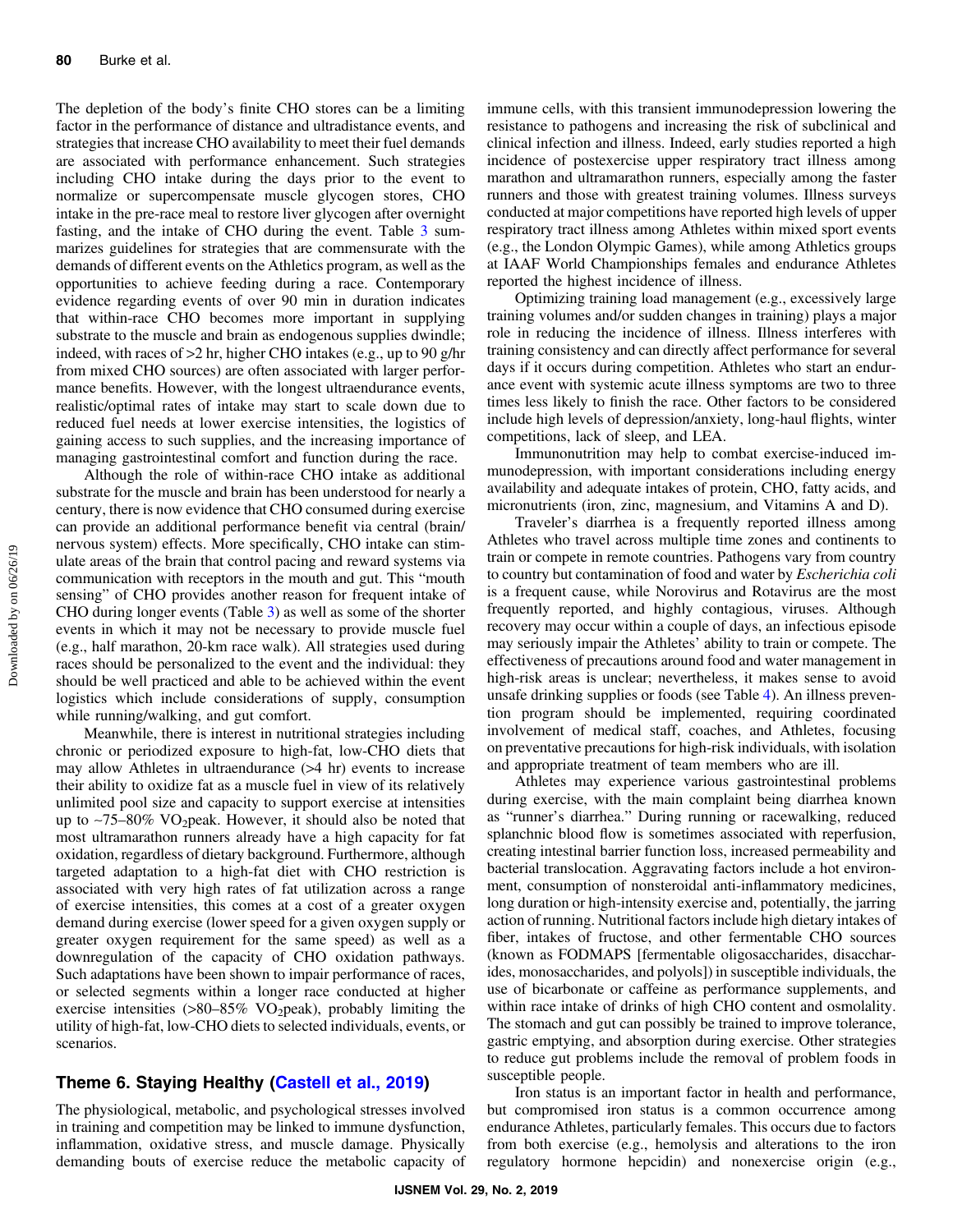The depletion of the body's finite CHO stores can be a limiting factor in the performance of distance and ultradistance events, and strategies that increase CHO availability to meet their fuel demands are associated with performance enhancement. Such strategies including CHO intake during the days prior to the event to normalize or supercompensate muscle glycogen stores, CHO intake in the pre-race meal to restore liver glycogen after overnight fasting, and the intake of CHO during the event. Table 3 summarizes guidelines for strategies that are commensurate with the demands of different events on the Athletics program, as well as the opportunities to achieve feeding during a race. Contemporary evidence regarding events of over 90 min in duration indicates that within-race CHO becomes more important in supplying substrate to the muscle and brain as endogenous supplies dwindle; indeed, with races of >2 hr, higher CHO intakes (e.g., up to 90 g/hr from mixed CHO sources) are often associated with larger performance benefits. However, with the longest ultraendurance events, realistic/optimal rates of intake may start to scale down due to reduced fuel needs at lower exercise intensities, the logistics of gaining access to such supplies, and the increasing importance of managing gastrointestinal comfort and function during the race.

Although the role of within-race CHO intake as additional substrate for the muscle and brain has been understood for nearly a century, there is now evidence that CHO consumed during exercise can provide an additional performance benefit via central (brain/nervous system) effects. More specifically, CHO intake can stimulate areas of the brain that control pacing and reward systems via communication with receptors in the mouth and gut. This "mouth sensing" of CHO provides another reason for frequent intake of CHO during longer events (Table 3) as well as some of the shorter events in which it may not be necessary to provide muscle fuel (e.g., half marathon, 20-km race walk). All strategies used during races should be personalized to the event and the individual: they should be well practiced and able to be achieved within the event logistics which include considerations of supply, consumption while running/walking, and gut comfort.

Meanwhile, there is interest in nutritional strategies including chronic or periodized exposure to high-fat, low-CHO diets that may allow Athletes in ultraendurance (>4 hr) events to increase their ability to oxidize fat as a muscle fuel in view of its relatively unlimited pool size and capacity to support exercise at intensities up to ~75–80% $VO_2$peak. However, it should also be noted that most ultramarathon runners already have a high capacity for fat oxidation, regardless of dietary background. Furthermore, although targeted adaptation to a high-fat diet with CHO restriction is associated with very high rates of fat utilization across a range of exercise intensities, this comes at a cost of a greater oxygen demand during exercise (lower speed for a given oxygen supply or greater oxygen requirement for the same speed) as well as a downregulation of the capacity of CHO oxidation pathways. Such adaptations have been shown to impair performance of races, or selected segments within a longer race conducted at higher exercise intensities (>80–85% $VO_2$peak), probably limiting the utility of high-fat, low-CHO diets to selected individuals, events, or scenarios.

## Theme 6. Staying Healthy (Castell et al., 2019)

The physiological, metabolic, and psychological stresses involved in training and competition may be linked to immune dysfunction, inflammation, oxidative stress, and muscle damage. Physically demanding bouts of exercise reduce the metabolic capacity of immune cells, with this transient immunodepression lowering the resistance to pathogens and increasing the risk of subclinical and clinical infection and illness. Indeed, early studies reported a high incidence of postexercise upper respiratory tract illness among marathon and ultramarathon runners, especially among the faster runners and those with greatest training volumes. Illness surveys conducted at major competitions have reported high levels of upper respiratory tract illness among Athletes within mixed sport events (e.g., the London Olympic Games), while among Athletics groups at IAAF World Championships females and endurance Athletes reported the highest incidence of illness.

Optimizing training load management (e.g., excessively large training volumes and/or sudden changes in training) plays a major role in reducing the incidence of illness. Illness interferes with training consistency and can directly affect performance for several days if it occurs during competition. Athletes who start an endurance event with systemic acute illness symptoms are two to three times less likely to finish the race. Other factors to be considered include high levels of depression/anxiety, long-haul flights, winter competitions, lack of sleep, and LEA.

Immunonutrition may help to combat exercise-induced immunodepression, with important considerations including energy availability and adequate intakes of protein, CHO, fatty acids, and micronutrients (iron, zinc, magnesium, and Vitamins A and D).

Traveler's diarrhea is a frequently reported illness among Athletes who travel across multiple time zones and continents to train or compete in remote countries. Pathogens vary from country to country but contamination of food and water by *Escherichia coli* is a frequent cause, while Norovirus and Rotavirus are the most frequently reported, and highly contagious, viruses. Although recovery may occur within a couple of days, an infectious episode may seriously impair the Athletes' ability to train or compete. The effectiveness of precautions around food and water management in high-risk areas is unclear; nevertheless, it makes sense to avoid unsafe drinking supplies or foods (see Table 4). An illness prevention program should be implemented, requiring coordinated involvement of medical staff, coaches, and Athletes, focusing on preventative precautions for high-risk individuals, with isolation and appropriate treatment of team members who are ill.

Athletes may experience various gastrointestinal problems during exercise, with the main complaint being diarrhea known as "runner's diarrhea." During running or racewalking, reduced splanchnic blood flow is sometimes associated with reperfusion, creating intestinal barrier function loss, increased permeability and bacterial translocation. Aggravating factors include a hot environment, consumption of nonsteroidal anti-inflammatory medicines, long duration or high-intensity exercise and, potentially, the jarring action of running. Nutritional factors include high dietary intakes of fiber, intakes of fructose, and other fermentable CHO sources (known as FODMAPS [fermentable oligosaccharides, disaccharides, monosaccharides, and polyols]) in susceptible individuals, the use of bicarbonate or caffeine as performance supplements, and within race intake of drinks of high CHO content and osmolality. The stomach and gut can possibly be trained to improve tolerance, gastric emptying, and absorption during exercise. Other strategies to reduce gut problems include the removal of problem foods in susceptible people.

Iron status is an important factor in health and performance, but compromised iron status is a common occurrence among endurance Athletes, particularly females. This occurs due to factors from both exercise (e.g., hemolysis and alterations to the iron regulatory hormone hepcidin) and nonexercise origin (e.g.,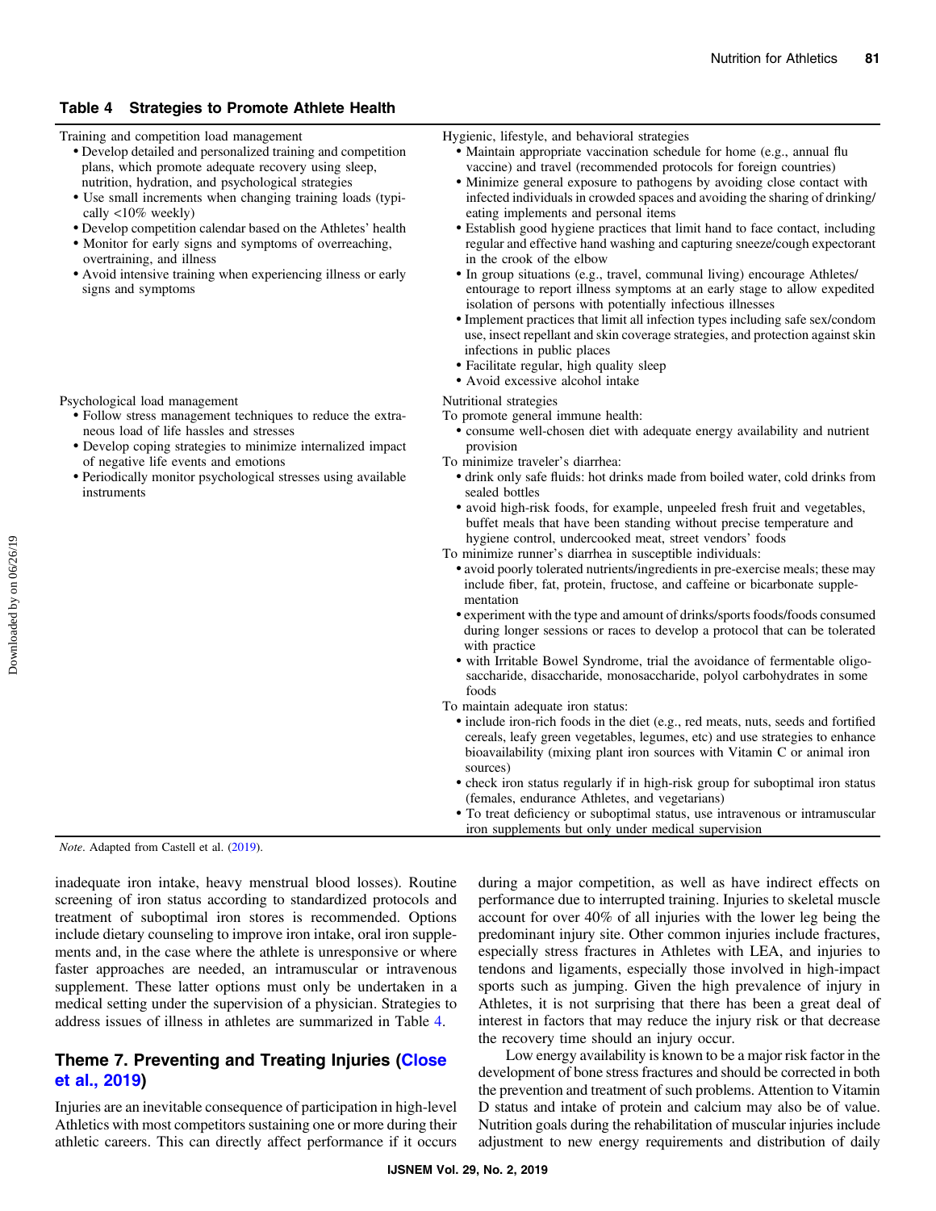**Table 4 Strategies to Promote Athlete Health**

| | |
|---|---|
| Training and competition load management<br>• Develop detailed and personalized training and competition plans, which promote adequate recovery using sleep, nutrition, hydration, and psychological strategies<br>• Use small increments when changing training loads (typically <10% weekly)<br>• Develop competition calendar based on the Athletes' health<br>• Monitor for early signs and symptoms of overreaching, overtraining, and illness<br>• Avoid intensive training when experiencing illness or early signs and symptoms | Hygienic, lifestyle, and behavioral strategies<br>• Maintain appropriate vaccination schedule for home (e.g., annual flu vaccine) and travel (recommended protocols for foreign countries)<br>• Minimize general exposure to pathogens by avoiding close contact with infected individuals in crowded spaces and avoiding the sharing of drinking/eating implements and personal items<br>• Establish good hygiene practices that limit hand to face contact, including regular and effective hand washing and capturing sneeze/cough expectorant in the crook of the elbow<br>• In group situations (e.g., travel, communal living) encourage Athletes/entourage to report illness symptoms at an early stage to allow expedited isolation of persons with potentially infectious illnesses<br>• Implement practices that limit all infection types including safe sex/condom use, insect repellant and skin coverage strategies, and protection against skin infections in public places<br>• Facilitate regular, high quality sleep<br>• Avoid excessive alcohol intake |
| Psychological load management<br>• Follow stress management techniques to reduce the extraneous load of life hassles and stresses<br>• Develop coping strategies to minimize internalized impact of negative life events and emotions<br>• Periodically monitor psychological stresses using available instruments | Nutritional strategies<br>To promote general immune health:<br>• consume well-chosen diet with adequate energy availability and nutrient provision<br>To minimize traveler's diarrhea:<br>• drink only safe fluids: hot drinks made from boiled water, cold drinks from sealed bottles<br>• avoid high-risk foods, for example, unpeeled fresh fruit and vegetables, buffet meals that have been standing without precise temperature and hygiene control, undercooked meat, street vendors' foods<br>To minimize runner's diarrhea in susceptible individuals:<br>• avoid poorly tolerated nutrients/ingredients in pre-exercise meals; these may include fiber, fat, protein, fructose, and caffeine or bicarbonate supplementation<br>• experiment with the type and amount of drinks/sports foods/foods consumed during longer sessions or races to develop a protocol that can be tolerated with practice<br>• with Irritable Bowel Syndrome, trial the avoidance of fermentable oligosaccharide, disaccharide, monosaccharide, polyol carbohydrates in some foods<br>To maintain adequate iron status:<br>• include iron-rich foods in the diet (e.g., red meats, nuts, seeds and fortified cereals, leafy green vegetables, legumes, etc) and use strategies to enhance bioavailability (mixing plant iron sources with Vitamin C or animal iron sources)<br>• check iron status regularly if in high-risk group for suboptimal iron status (females, endurance Athletes, and vegetarians)<br>• To treat deficiency or suboptimal status, use intravenous or intramuscular iron supplements but only under medical supervision |

*Note*. Adapted from Castell et al. (2019).

inadequate iron intake, heavy menstrual blood losses). Routine screening of iron status according to standardized protocols and treatment of suboptimal iron stores is recommended. Options include dietary counseling to improve iron intake, oral iron supplements and, in the case where the athlete is unresponsive or where faster approaches are needed, an intramuscular or intravenous supplement. These latter options must only be undertaken in a medical setting under the supervision of a physician. Strategies to address issues of illness in athletes are summarized in Table 4.

## Theme 7. Preventing and Treating Injuries (Close et al., 2019)

Injuries are an inevitable consequence of participation in high-level Athletics with most competitors sustaining one or more during their athletic careers. This can directly affect performance if it occurs during a major competition, as well as have indirect effects on performance due to interrupted training. Injuries to skeletal muscle account for over 40% of all injuries with the lower leg being the predominant injury site. Other common injuries include fractures, especially stress fractures in Athletes with LEA, and injuries to tendons and ligaments, especially those involved in high-impact sports such as jumping. Given the high prevalence of injury in Athletes, it is not surprising that there has been a great deal of interest in factors that may reduce the injury risk or that decrease the recovery time should an injury occur.

Low energy availability is known to be a major risk factor in the development of bone stress fractures and should be corrected in both the prevention and treatment of such problems. Attention to Vitamin D status and intake of protein and calcium may also be of value. Nutrition goals during the rehabilitation of muscular injuries include adjustment to new energy requirements and distribution of daily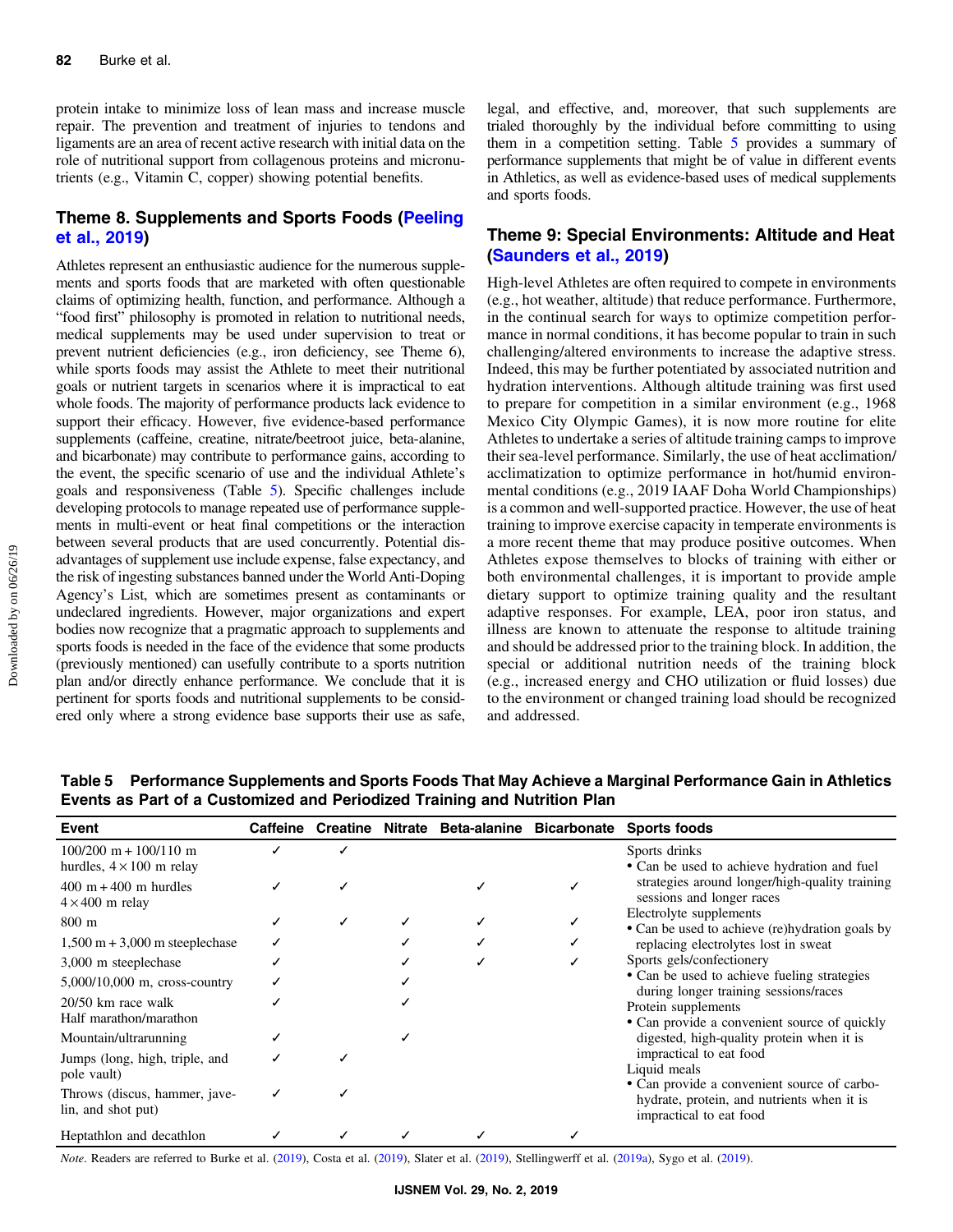protein intake to minimize loss of lean mass and increase muscle repair. The prevention and treatment of injuries to tendons and ligaments are an area of recent active research with initial data on the role of nutritional support from collagenous proteins and micronutrients (e.g., Vitamin C, copper) showing potential benefits.

## Theme 8. Supplements and Sports Foods (Peeling et al., 2019)

Athletes represent an enthusiastic audience for the numerous supplements and sports foods that are marketed with often questionable claims of optimizing health, function, and performance. Although a "food first" philosophy is promoted in relation to nutritional needs, medical supplements may be used under supervision to treat or prevent nutrient deficiencies (e.g., iron deficiency, see Theme 6), while sports foods may assist the Athlete to meet their nutritional goals or nutrient targets in scenarios where it is impractical to eat whole foods. The majority of performance products lack evidence to support their efficacy. However, five evidence-based performance supplements (caffeine, creatine, nitrate/beetroot juice, beta-alanine, and bicarbonate) may contribute to performance gains, according to the event, the specific scenario of use and the individual Athlete's goals and responsiveness (Table 5). Specific challenges include developing protocols to manage repeated use of performance supplements in multi-event or heat final competitions or the interaction between several products that are used concurrently. Potential disadvantages of supplement use include expense, false expectancy, and the risk of ingesting substances banned under the World Anti-Doping Agency's List, which are sometimes present as contaminants or undeclared ingredients. However, major organizations and expert bodies now recognize that a pragmatic approach to supplements and sports foods is needed in the face of the evidence that some products (previously mentioned) can usefully contribute to a sports nutrition plan and/or directly enhance performance. We conclude that it is pertinent for sports foods and nutritional supplements to be considered only where a strong evidence base supports their use as safe, legal, and effective, and, moreover, that such supplements are trialed thoroughly by the individual before committing to using them in a competition setting. Table 5 provides a summary of performance supplements that might be of value in different events in Athletics, as well as evidence-based uses of medical supplements and sports foods.

## Theme 9: Special Environments: Altitude and Heat (Saunders et al., 2019)

High-level Athletes are often required to compete in environments (e.g., hot weather, altitude) that reduce performance. Furthermore, in the continual search for ways to optimize competition performance in normal conditions, it has become popular to train in such challenging/altered environments to increase the adaptive stress. Indeed, this may be further potentiated by associated nutrition and hydration interventions. Although altitude training was first used to prepare for competition in a similar environment (e.g., 1968 Mexico City Olympic Games), it is now more routine for elite Athletes to undertake a series of altitude training camps to improve their sea-level performance. Similarly, the use of heat acclimation/acclimatization to optimize performance in hot/humid environmental conditions (e.g., 2019 IAAF Doha World Championships) is a common and well-supported practice. However, the use of heat training to improve exercise capacity in temperate environments is a more recent theme that may produce positive outcomes. When Athletes expose themselves to blocks of training with either or both environmental challenges, it is important to provide ample dietary support to optimize training quality and the resultant adaptive responses. For example, LEA, poor iron status, and illness are known to attenuate the response to altitude training and should be addressed prior to the training block. In addition, the special or additional nutrition needs of the training block (e.g., increased energy and CHO utilization or fluid losses) due to the environment or changed training load should be recognized and addressed.

**Table 5 Performance Supplements and Sports Foods That May Achieve a Marginal Performance Gain in Athletics Events as Part of a Customized and Periodized Training and Nutrition Plan**

| Event | Caffeine | Creatine | Nitrate | Beta-alanine | Bicarbonate | Sports foods |
|---|---|---|---|---|---|---|
| 100/200 m + 100/110 m hurdles, 4 × 100 m relay | ✓ | ✓ | | | | Sports drinks<br>• Can be used to achieve hydration and fuel strategies around longer/high-quality training sessions and longer races<br>Electrolyte supplements<br>• Can be used to achieve (re)hydration goals by replacing electrolytes lost in sweat<br>Sports gels/confectionery<br>• Can be used to achieve fueling strategies during longer training sessions/races<br>Protein supplements<br>• Can provide a convenient source of quickly digested, high-quality protein when it is impractical to eat food<br>Liquid meals<br>• Can provide a convenient source of carbohydrate, protein, and nutrients when it is impractical to eat food |
| 400 m + 400 m hurdles 4 × 400 m relay | ✓ | ✓ | | ✓ | ✓ | |
| 800 m | ✓ | ✓ | ✓ | ✓ | ✓ | |
| 1,500 m + 3,000 m steeplechase | ✓ | | ✓ | ✓ | ✓ | |
| 3,000 m steeplechase | ✓ | | ✓ | ✓ | ✓ | |
| 5,000/10,000 m, cross-country | ✓ | | ✓ | | | |
| 20/50 km race walk Half marathon/marathon | ✓ | | ✓ | | | |
| Mountain/ultrarunning | ✓ | | ✓ | | | |
| Jumps (long, high, triple, and pole vault) | ✓ | ✓ | | | | |
| Throws (discus, hammer, javelin, and shot put) | ✓ | ✓ | | | | |
| Heptathlon and decathlon | ✓ | ✓ | ✓ | ✓ | ✓ | |

*Note*. Readers are referred to Burke et al. (2019), Costa et al. (2019), Slater et al. (2019), Stellingwerff et al. (2019a), Sygo et al. (2019).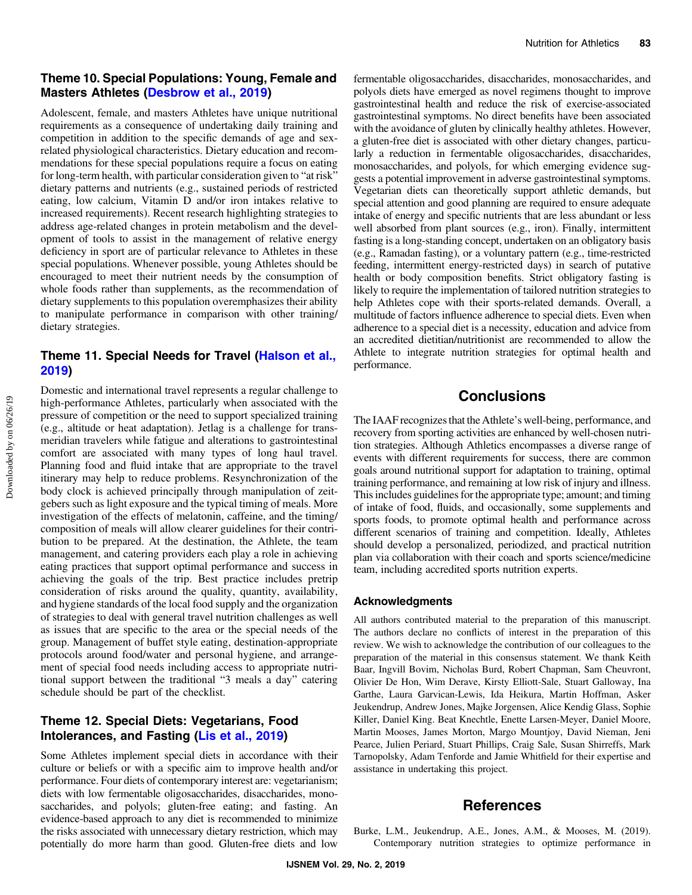## Theme 10. Special Populations: Young, Female and Masters Athletes (Desbrow et al., 2019)

Adolescent, female, and masters Athletes have unique nutritional requirements as a consequence of undertaking daily training and competition in addition to the specific demands of age and sex-related physiological characteristics. Dietary education and recommendations for these special populations require a focus on eating for long-term health, with particular consideration given to "at risk" dietary patterns and nutrients (e.g., sustained periods of restricted eating, low calcium, Vitamin D and/or iron intakes relative to increased requirements). Recent research highlighting strategies to address age-related changes in protein metabolism and the development of tools to assist in the management of relative energy deficiency in sport are of particular relevance to Athletes in these special populations. Whenever possible, young Athletes should be encouraged to meet their nutrient needs by the consumption of whole foods rather than supplements, as the recommendation of dietary supplements to this population overemphasizes their ability to manipulate performance in comparison with other training/dietary strategies.

## Theme 11. Special Needs for Travel (Halson et al., 2019)

Domestic and international travel represents a regular challenge to high-performance Athletes, particularly when associated with the pressure of competition or the need to support specialized training (e.g., altitude or heat adaptation). Jetlag is a challenge for transmeridian travelers while fatigue and alterations to gastrointestinal comfort are associated with many types of long haul travel. Planning food and fluid intake that are appropriate to the travel itinerary may help to reduce problems. Resynchronization of the body clock is achieved principally through manipulation of zeitgebers such as light exposure and the typical timing of meals. More investigation of the effects of melatonin, caffeine, and the timing/composition of meals will allow clearer guidelines for their contribution to be prepared. At the destination, the Athlete, the team management, and catering providers each play a role in achieving eating practices that support optimal performance and success in achieving the goals of the trip. Best practice includes pretrip consideration of risks around the quality, quantity, availability, and hygiene standards of the local food supply and the organization of strategies to deal with general travel nutrition challenges as well as issues that are specific to the area or the special needs of the group. Management of buffet style eating, destination-appropriate protocols around food/water and personal hygiene, and arrangement of special food needs including access to appropriate nutritional support between the traditional "3 meals a day" catering schedule should be part of the checklist.

## Theme 12. Special Diets: Vegetarians, Food Intolerances, and Fasting (Lis et al., 2019)

Some Athletes implement special diets in accordance with their culture or beliefs or with a specific aim to improve health and/or performance. Four diets of contemporary interest are: vegetarianism; diets with low fermentable oligosaccharides, disaccharides, monosaccharides, and polyols; gluten-free eating; and fasting. An evidence-based approach to any diet is recommended to minimize the risks associated with unnecessary dietary restriction, which may potentially do more harm than good. Gluten-free diets and low fermentable oligosaccharides, disaccharides, monosaccharides, and polyols diets have emerged as novel regimens thought to improve gastrointestinal health and reduce the risk of exercise-associated gastrointestinal symptoms. No direct benefits have been associated with the avoidance of gluten by clinically healthy athletes. However, a gluten-free diet is associated with other dietary changes, particularly a reduction in fermentable oligosaccharides, disaccharides, monosaccharides, and polyols, for which emerging evidence suggests a potential improvement in adverse gastrointestinal symptoms. Vegetarian diets can theoretically support athletic demands, but special attention and good planning are required to ensure adequate intake of energy and specific nutrients that are less abundant or less well absorbed from plant sources (e.g., iron). Finally, intermittent fasting is a long-standing concept, undertaken on an obligatory basis (e.g., Ramadan fasting), or a voluntary pattern (e.g., time-restricted feeding, intermittent energy-restricted days) in search of putative health or body composition benefits. Strict obligatory fasting is likely to require the implementation of tailored nutrition strategies to help Athletes cope with their sports-related demands. Overall, a multitude of factors influence adherence to special diets. Even when adherence to a special diet is a necessity, education and advice from an accredited dietitian/nutritionist are recommended to allow the Athlete to integrate nutrition strategies for optimal health and performance.

# Conclusions

The IAAF recognizes that the Athlete's well-being, performance, and recovery from sporting activities are enhanced by well-chosen nutrition strategies. Although Athletics encompasses a diverse range of events with different requirements for success, there are common goals around nutritional support for adaptation to training, optimal training performance, and remaining at low risk of injury and illness. This includes guidelines for the appropriate type; amount; and timing of intake of food, fluids, and occasionally, some supplements and sports foods, to promote optimal health and performance across different scenarios of training and competition. Ideally, Athletes should develop a personalized, periodized, and practical nutrition plan via collaboration with their coach and sports science/medicine team, including accredited sports nutrition experts.

### Acknowledgments

All authors contributed material to the preparation of this manuscript. The authors declare no conflicts of interest in the preparation of this review. We wish to acknowledge the contribution of our colleagues to the preparation of the material in this consensus statement. We thank Keith Baar, Ingvill Bovim, Nicholas Burd, Robert Chapman, Sam Cheuvront, Olivier De Hon, Wim Derave, Kirsty Elliott-Sale, Stuart Galloway, Ina Garthe, Laura Garvican-Lewis, Ida Heikura, Martin Hoffman, Asker Jeukendrup, Andrew Jones, Majke Jorgensen, Alice Kendig Glass, Sophie Killer, Daniel King. Beat Knechtle, Enette Larsen-Meyer, Daniel Moore, Martin Mooses, James Morton, Margo Mountjoy, David Nieman, Jeni Pearce, Julien Periard, Stuart Phillips, Craig Sale, Susan Shirreffs, Mark Tarnopolsky, Adam Tenforde and Jamie Whitfield for their expertise and assistance in undertaking this project.

# References

Burke, L.M., Jeukendrup, A.E., Jones, A.M., & Mooses, M. (2019). Contemporary nutrition strategies to optimize performance in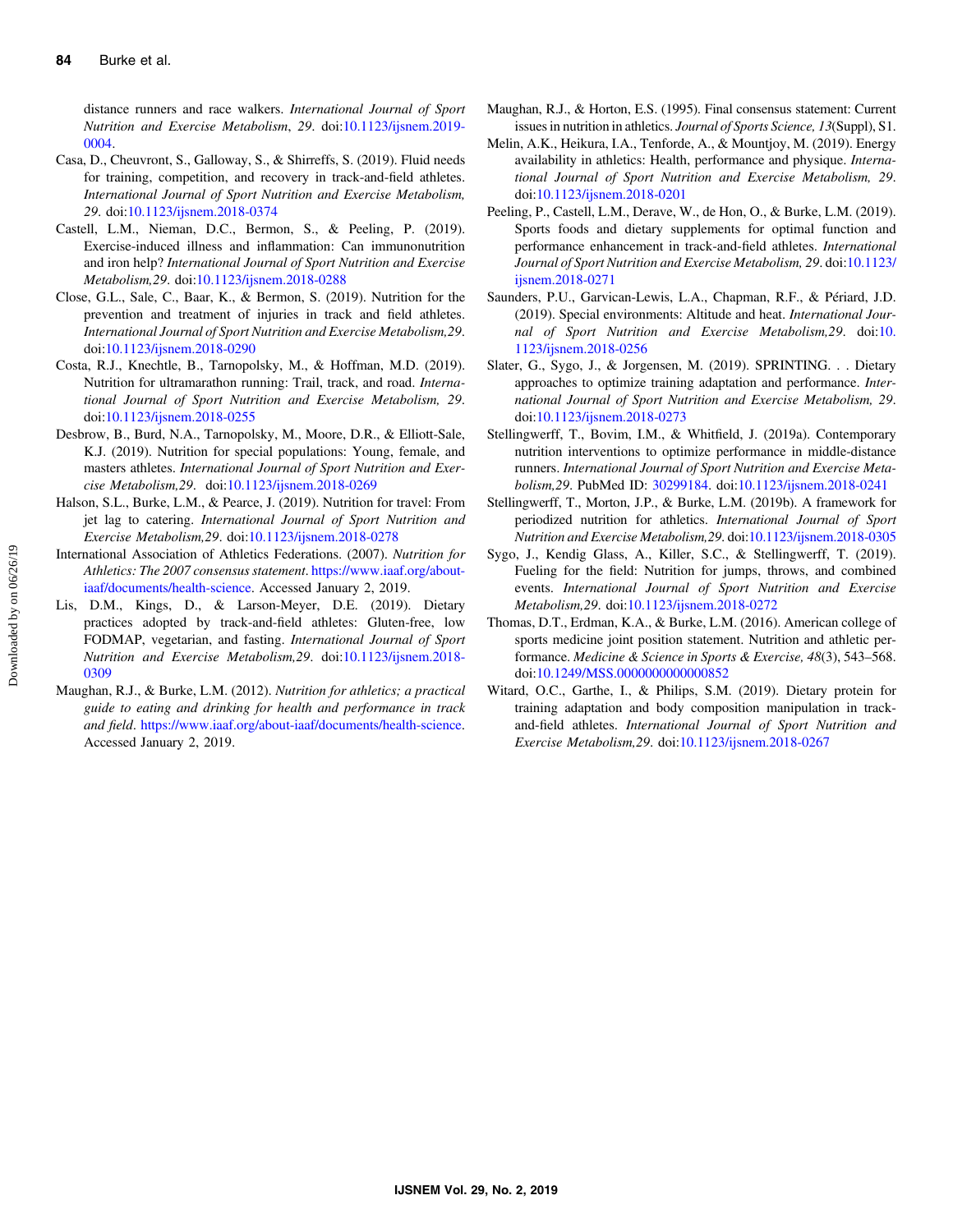distance runners and race walkers. *International Journal of Sport Nutrition and Exercise Metabolism*, *29*. doi:10.1123/ijsnem.2019-0004.

Casa, D., Cheuvront, S., Galloway, S., & Shirreffs, S. (2019). Fluid needs for training, competition, and recovery in track-and-field athletes. *International Journal of Sport Nutrition and Exercise Metabolism, 29*. doi:10.1123/ijsnem.2018-0374

Castell, L.M., Nieman, D.C., Bermon, S., & Peeling, P. (2019). Exercise-induced illness and inflammation: Can immunonutrition and iron help? *International Journal of Sport Nutrition and Exercise Metabolism,29*. doi:10.1123/ijsnem.2018-0288

Close, G.L., Sale, C., Baar, K., & Bermon, S. (2019). Nutrition for the prevention and treatment of injuries in track and field athletes. *International Journal of Sport Nutrition and Exercise Metabolism,29*. doi:10.1123/ijsnem.2018-0290

Costa, R.J., Knechtle, B., Tarnopolsky, M., & Hoffman, M.D. (2019). Nutrition for ultramarathon running: Trail, track, and road. *International Journal of Sport Nutrition and Exercise Metabolism, 29*. doi:10.1123/ijsnem.2018-0255

Desbrow, B., Burd, N.A., Tarnopolsky, M., Moore, D.R., & Elliott-Sale, K.J. (2019). Nutrition for special populations: Young, female, and masters athletes. *International Journal of Sport Nutrition and Exercise Metabolism,29*. doi:10.1123/ijsnem.2018-0269

Halson, S.L., Burke, L.M., & Pearce, J. (2019). Nutrition for travel: From jet lag to catering. *International Journal of Sport Nutrition and Exercise Metabolism,29*. doi:10.1123/ijsnem.2018-0278

International Association of Athletics Federations. (2007). *Nutrition for Athletics: The 2007 consensus statement*. https://www.iaaf.org/about-iaaf/documents/health-science. Accessed January 2, 2019.

Lis, D.M., Kings, D., & Larson-Meyer, D.E. (2019). Dietary practices adopted by track-and-field athletes: Gluten-free, low FODMAP, vegetarian, and fasting. *International Journal of Sport Nutrition and Exercise Metabolism,29*. doi:10.1123/ijsnem.2018-0309

Maughan, R.J., & Burke, L.M. (2012). *Nutrition for athletics; a practical guide to eating and drinking for health and performance in track and field*. https://www.iaaf.org/about-iaaf/documents/health-science. Accessed January 2, 2019.

Maughan, R.J., & Horton, E.S. (1995). Final consensus statement: Current issues in nutrition in athletics. *Journal of Sports Science, 13*(Suppl), S1.

Melin, A.K., Heikura, I.A., Tenforde, A., & Mountjoy, M. (2019). Energy availability in athletics: Health, performance and physique. *International Journal of Sport Nutrition and Exercise Metabolism, 29*. doi:10.1123/ijsnem.2018-0201

Peeling, P., Castell, L.M., Derave, W., de Hon, O., & Burke, L.M. (2019). Sports foods and dietary supplements for optimal function and performance enhancement in track-and-field athletes. *International Journal of Sport Nutrition and Exercise Metabolism, 29*. doi:10.1123/ijsnem.2018-0271

Saunders, P.U., Garvican-Lewis, L.A., Chapman, R.F., & Périard, J.D. (2019). Special environments: Altitude and heat. *International Journal of Sport Nutrition and Exercise Metabolism,29*. doi:10.1123/ijsnem.2018-0256

Slater, G., Sygo, J., & Jorgensen, M. (2019). SPRINTING. . . Dietary approaches to optimize training adaptation and performance. *International Journal of Sport Nutrition and Exercise Metabolism, 29*. doi:10.1123/ijsnem.2018-0273

Stellingwerff, T., Bovim, I.M., & Whitfield, J. (2019a). Contemporary nutrition interventions to optimize performance in middle-distance runners. *International Journal of Sport Nutrition and Exercise Metabolism,29*. PubMed ID: 30299184. doi:10.1123/ijsnem.2018-0241

Stellingwerff, T., Morton, J.P., & Burke, L.M. (2019b). A framework for periodized nutrition for athletics. *International Journal of Sport Nutrition and Exercise Metabolism,29*. doi:10.1123/ijsnem.2018-0305

Sygo, J., Kendig Glass, A., Killer, S.C., & Stellingwerff, T. (2019). Fueling for the field: Nutrition for jumps, throws, and combined events. *International Journal of Sport Nutrition and Exercise Metabolism,29*. doi:10.1123/ijsnem.2018-0272

Thomas, D.T., Erdman, K.A., & Burke, L.M. (2016). American college of sports medicine joint position statement. Nutrition and athletic performance. *Medicine & Science in Sports & Exercise, 48*(3), 543–568. doi:10.1249/MSS.0000000000000852

Witard, O.C., Garthe, I., & Philips, S.M. (2019). Dietary protein for training adaptation and body composition manipulation in track-and-field athletes. *International Journal of Sport Nutrition and Exercise Metabolism,29*. doi:10.1123/ijsnem.2018-0267